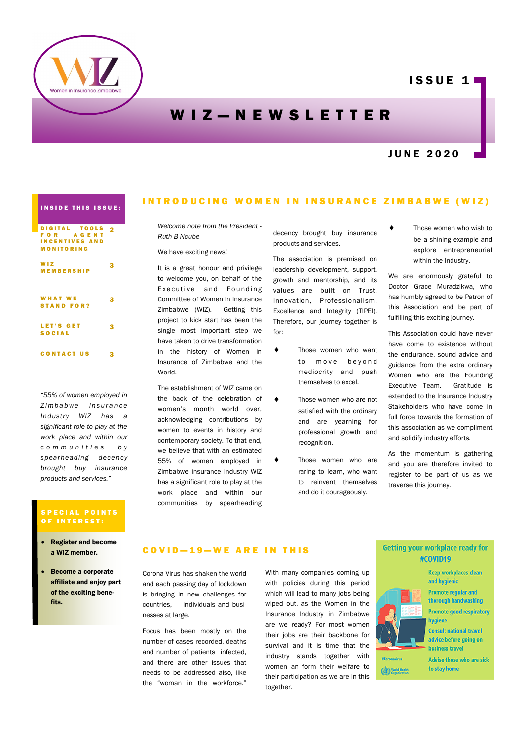Women in Insurance Zimbabwe

# WIZ—NEWSLETTER

**ISSUE 1**

**JUNE 2020**

**INSIDE THIS ISSUE:**

| | |
|---|---|
| DIGITAL TOOLS FOR AGENT INCENTIVES AND MONITORING | 2 |
| WIZ MEMBERSHIP | 3 |
| WHAT WE STAND FOR? | 3 |
| LET'S GET SOCIAL | 3 |
| CONTACT US | 3 |

*"55% of women employed in Zimbabwe insurance Industry WIZ has a significant role to play at the work place and within our communities by spearheading decency brought buy insurance products and services."*

**SPECIAL POINTS OF INTEREST:**

- **Register and become a WIZ member.**
- **Become a corporate affiliate and enjoy part of the exciting bene-fits.**

## INTRODUCING WOMEN IN INSURANCE ZIMBABWE (WIZ)

*Welcome note from the President - Ruth B Ncube*

We have exciting news!

It is a great honour and privilege to welcome you, on behalf of the Executive and Founding Committee of Women in Insurance Zimbabwe (WIZ). Getting this project to kick start has been the single most important step we have taken to drive transformation in the history of Women in Insurance of Zimbabwe and the World.

The establishment of WIZ came on the back of the celebration of women's month world over, acknowledging contributions by women to events in history and contemporary society. To that end, we believe that with an estimated 55% of women employed in Zimbabwe insurance industry WIZ has a significant role to play at the work place and within our communities by spearheading decency brought buy insurance products and services.

The association is premised on leadership development, support, growth and mentorship, and its values are built on Trust, Innovation, Professionalism, Excellence and Integrity (TIPEI). Therefore, our journey together is for:

- Those women who want to move beyond mediocrity and push themselves to excel.
- Those women who are not satisfied with the ordinary and are yearning for professional growth and recognition.
- Those women who are raring to learn, who want to reinvent themselves and do it courageously.
- Those women who wish to be a shining example and explore entrepreneurial within the Industry.

We are enormously grateful to Doctor Grace Muradzikwa, who has humbly agreed to be Patron of this Association and be part of fulfilling this exciting journey.

This Association could have never have come to existence without the endurance, sound advice and guidance from the extra ordinary Women who are the Founding Executive Team. Gratitude is extended to the Insurance Industry Stakeholders who have come in full force towards the formation of this association as we compliment and solidify industry efforts.

As the momentum is gathering and you are therefore invited to register to be part of us as we traverse this journey.

## COVID—19—WE ARE IN THIS

Corona Virus has shaken the world and each passing day of lockdown is bringing in new challenges for countries, individuals and businesses at large.

Focus has been mostly on the number of cases recorded, deaths and number of patients infected, and there are other issues that needs to be addressed also, like the "woman in the workforce."

With many companies coming up with policies during this period which will lead to many jobs being wiped out, as the Women in the Insurance Industry in Zimbabwe are we ready? For most women their jobs are their backbone for survival and it is time that the industry stands together with women an form their welfare to their participation as we are in this together.

**Getting your workplace ready for #COVID19**

- Keep workplaces clean and hygienic
- Promote regular and thorough handwashing
- Promote good respiratory hygiene
- Consult national travel advice before going on business travel
- Advise those who are sick to stay home

#Coronavirus

World Health Organization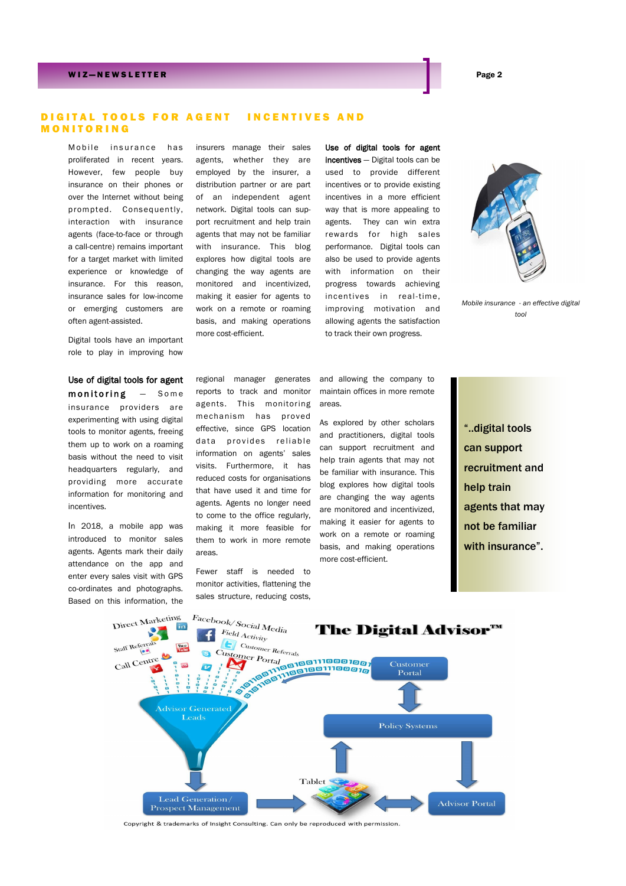## DIGITAL TOOLS FOR AGENT INCENTIVES AND MONITORING

Mobile insurance has proliferated in recent years. However, few people buy insurance on their phones or over the Internet without being prompted. Consequently, interaction with insurance agents (face-to-face or through a call-centre) remains important for a target market with limited experience or knowledge of insurance. For this reason, insurance sales for low-income or emerging customers are often agent-assisted.

Digital tools have an important role to play in improving how insurers manage their sales agents, whether they are employed by the insurer, a distribution partner or are part of an independent agent network. Digital tools can support recruitment and help train agents that may not be familiar with insurance. This blog explores how digital tools are changing the way agents are monitored and incentivized, making it easier for agents to work on a remote or roaming basis, and making operations more cost-efficient.

**Use of digital tools for agent incentives** — Digital tools can be used to provide different incentives or to provide existing incentives in a more efficient way that is more appealing to agents. They can win extra rewards for high sales performance. Digital tools can also be used to provide agents with information on their progress towards achieving incentives in real-time, improving motivation and allowing agents the satisfaction to track their own progress.

*Mobile insurance - an effective digital tool*

**Use of digital tools for agent monitoring** — Some insurance providers are experimenting with using digital tools to monitor agents, freeing them up to work on a roaming basis without the need to visit headquarters regularly, and providing more accurate information for monitoring and incentives.

In 2018, a mobile app was introduced to monitor sales agents. Agents mark their daily attendance on the app and enter every sales visit with GPS co-ordinates and photographs. Based on this information, the regional manager generates reports to track and monitor agents. This monitoring mechanism has proved effective, since GPS location data provides reliable information on agents' sales visits. Furthermore, it has reduced costs for organisations that have used it and time for agents. Agents no longer need to come to the office regularly, making it more feasible for them to work in more remote areas.

Fewer staff is needed to monitor activities, flattening the sales structure, reducing costs, and allowing the company to maintain offices in more remote areas.

As explored by other scholars and practitioners, digital tools can support recruitment and help train agents that may not be familiar with insurance. This blog explores how digital tools are changing the way agents are monitored and incentivized, making it easier for agents to work on a remote or roaming basis, and making operations more cost-efficient.

> **"..digital tools can support recruitment and help train agents that may not be familiar with insurance".**

Copyright & trademarks of Insight Consulting. Can only be reproduced with permission.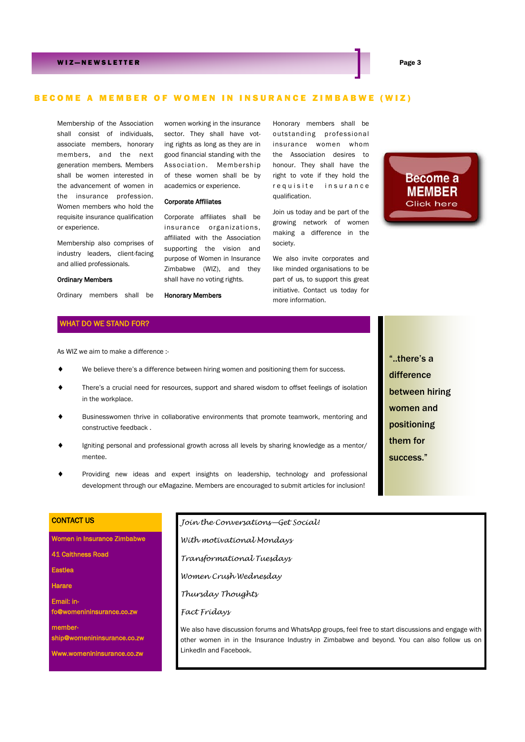## BECOME A MEMBER OF WOMEN IN INSURANCE ZIMBABWE (WIZ)

Membership of the Association shall consist of individuals, associate members, honorary members, and the next generation members. Members shall be women interested in the advancement of women in the insurance profession. Women members who hold the requisite insurance qualification or experience.

Membership also comprises of industry leaders, client-facing and allied professionals.

**Ordinary Members**

Ordinary members shall be women working in the insurance sector. They shall have voting rights as long as they are in good financial standing with the Association. Membership of these women shall be by academics or experience.

**Corporate Affiliates**

Corporate affiliates shall be insurance organizations, affiliated with the Association supporting the vision and purpose of Women in Insurance Zimbabwe (WIZ), and they shall have no voting rights.

**Honorary Members**

Honorary members shall be outstanding professional insurance women whom the Association desires to honour. They shall have the right to vote if they hold the requisite insurance qualification.

Join us today and be part of the growing network of women making a difference in the society.

We also invite corporates and like minded organisations to be part of us, to support this great initiative. Contact us today for more information.

Become a MEMBER
Click here

### WHAT DO WE STAND FOR?

As WIZ we aim to make a difference :-

- We believe there's a difference between hiring women and positioning them for success.
- There's a crucial need for resources, support and shared wisdom to offset feelings of isolation in the workplace.
- Businesswomen thrive in collaborative environments that promote teamwork, mentoring and constructive feedback .
- Igniting personal and professional growth across all levels by sharing knowledge as a mentor/mentee.
- Providing new ideas and expert insights on leadership, technology and professional development through our eMagazine. Members are encouraged to submit articles for inclusion!

> "..there's a difference between hiring women and positioning them for success."

### CONTACT US

Women in Insurance Zimbabwe

41 Caithness Road

Eastlea

Harare

Email: info@womenininsurance.co.zw

membership@womenininsurance.co.zw

Www.womenininsurance.co.zw

*Join the Conversations—Get Social!*

*With motivational Mondays*

*Transformational Tuesdays*

*Women Crush Wednesday*

*Thursday Thoughts*

*Fact Fridays*

We also have discussion forums and WhatsApp groups, feel free to start discussions and engage with other women in in the Insurance Industry in Zimbabwe and beyond. You can also follow us on LinkedIn and Facebook.